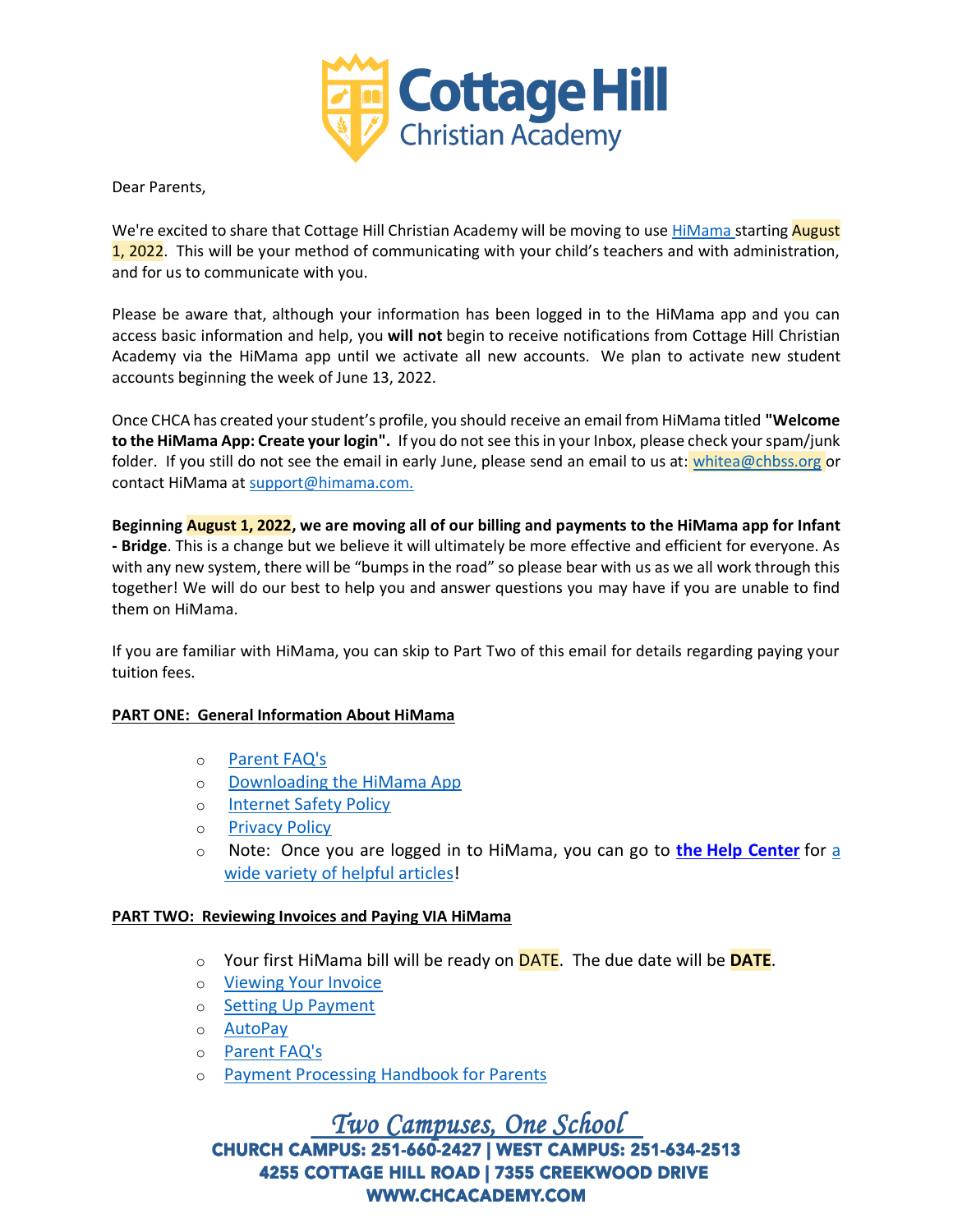Cottage Hill Christian Academy

Dear Parents,

We're excited to share that Cottage Hill Christian Academy will be moving to use HiMama starting August 1, 2022. This will be your method of communicating with your child's teachers and with administration, and for us to communicate with you.

Please be aware that, although your information has been logged in to the HiMama app and you can access basic information and help, you **will not** begin to receive notifications from Cottage Hill Christian Academy via the HiMama app until we activate all new accounts. We plan to activate new student accounts beginning the week of June 13, 2022.

Once CHCA has created your student's profile, you should receive an email from HiMama titled **"Welcome to the HiMama App: Create your login".** If you do not see this in your Inbox, please check your spam/junk folder. If you still do not see the email in early June, please send an email to us at: whitea@chbss.org or contact HiMama at support@himama.com.

**Beginning August 1, 2022, we are moving all of our billing and payments to the HiMama app for Infant - Bridge**. This is a change but we believe it will ultimately be more effective and efficient for everyone. As with any new system, there will be "bumps in the road" so please bear with us as we all work through this together! We will do our best to help you and answer questions you may have if you are unable to find them on HiMama.

If you are familiar with HiMama, you can skip to Part Two of this email for details regarding paying your tuition fees.

**PART ONE: General Information About HiMama**

- Parent FAQ's
- Downloading the HiMama App
- Internet Safety Policy
- Privacy Policy
- Note: Once you are logged in to HiMama, you can go to **the Help Center** for a wide variety of helpful articles!

**PART TWO: Reviewing Invoices and Paying VIA HiMama**

- Your first HiMama bill will be ready on DATE. The due date will be **DATE**.
- Viewing Your Invoice
- Setting Up Payment
- AutoPay
- Parent FAQ's
- Payment Processing Handbook for Parents

*Two Campuses, One School*

**CHURCH CAMPUS: 251-660-2427 | WEST CAMPUS: 251-634-2513**
**4255 COTTAGE HILL ROAD | 7355 CREEKWOOD DRIVE**
**WWW.CHCACADEMY.COM**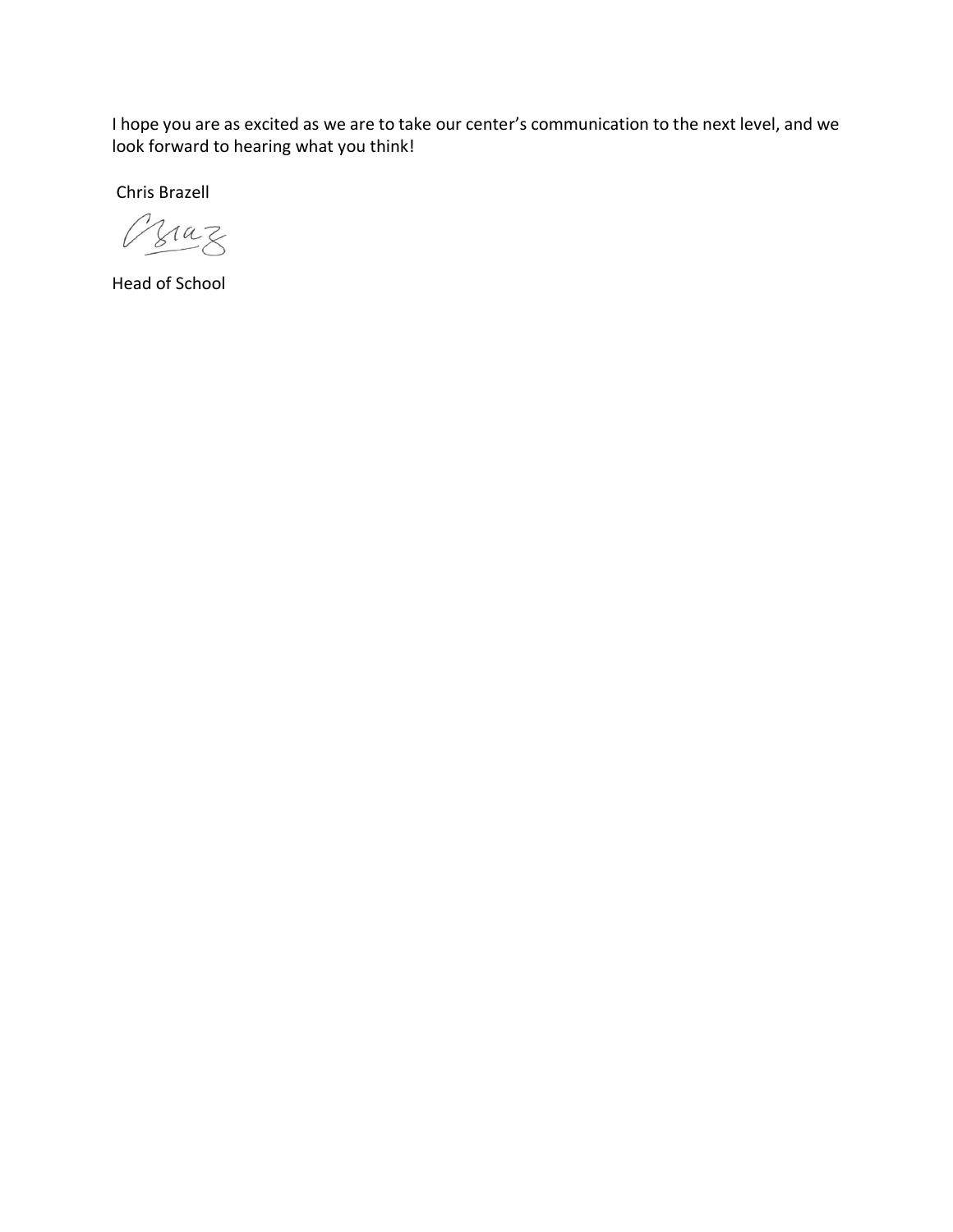I hope you are as excited as we are to take our center's communication to the next level, and we look forward to hearing what you think!

Chris Brazell

Head of School